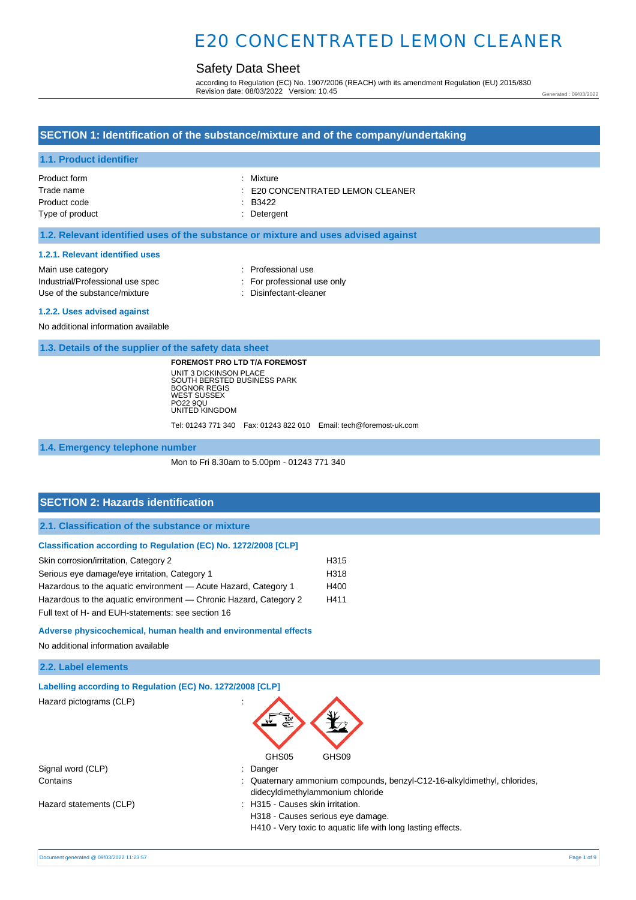# E20 CONCENTRATED LEMON CLEANER

## Safety Data Sheet

according to Regulation (EC) No. 1907/2006 (REACH) with its amendment Regulation (EU) 2015/830
Revision date: 08/03/2022 Version: 10.45

Generated : 09/03/2022

## SECTION 1: Identification of the substance/mixture and of the company/undertaking

### 1.1. Product identifier

| | |
|---|---|
| Product form | : Mixture |
| Trade name | : E20 CONCENTRATED LEMON CLEANER |
| Product code | : B3422 |
| Type of product | : Detergent |

### 1.2. Relevant identified uses of the substance or mixture and uses advised against

#### 1.2.1. Relevant identified uses

| | |
|---|---|
| Main use category | : Professional use |
| Industrial/Professional use spec | : For professional use only |
| Use of the substance/mixture | : Disinfectant-cleaner |

#### 1.2.2. Uses advised against

No additional information available

### 1.3. Details of the supplier of the safety data sheet

**FOREMOST PRO LTD T/A FOREMOST**
UNIT 3 DICKINSON PLACE
SOUTH BERSTED BUSINESS PARK
BOGNOR REGIS
WEST SUSSEX
PO22 9QU
UNITED KINGDOM

Tel: 01243 771 340 Fax: 01243 822 010 Email: tech@foremost-uk.com

### 1.4. Emergency telephone number

Mon to Fri 8.30am to 5.00pm - 01243 771 340

## SECTION 2: Hazards identification

### 2.1. Classification of the substance or mixture

#### Classification according to Regulation (EC) No. 1272/2008 [CLP]

| | |
|---|---|
| Skin corrosion/irritation, Category 2 | H315 |
| Serious eye damage/eye irritation, Category 1 | H318 |
| Hazardous to the aquatic environment — Acute Hazard, Category 1 | H400 |
| Hazardous to the aquatic environment — Chronic Hazard, Category 2 | H411 |

Full text of H- and EUH-statements: see section 16

#### Adverse physicochemical, human health and environmental effects

No additional information available

### 2.2. Label elements

#### Labelling according to Regulation (EC) No. 1272/2008 [CLP]

Hazard pictograms (CLP) :

GHS05 GHS09

| | |
|---|---|
| Signal word (CLP) | : Danger |
| Contains | : Quaternary ammonium compounds, benzyl-C12-16-alkyldimethyl, chlorides, didecyldimethylammonium chloride |
| Hazard statements (CLP) | : H315 - Causes skin irritation.<br>H318 - Causes serious eye damage.<br>H410 - Very toxic to aquatic life with long lasting effects. |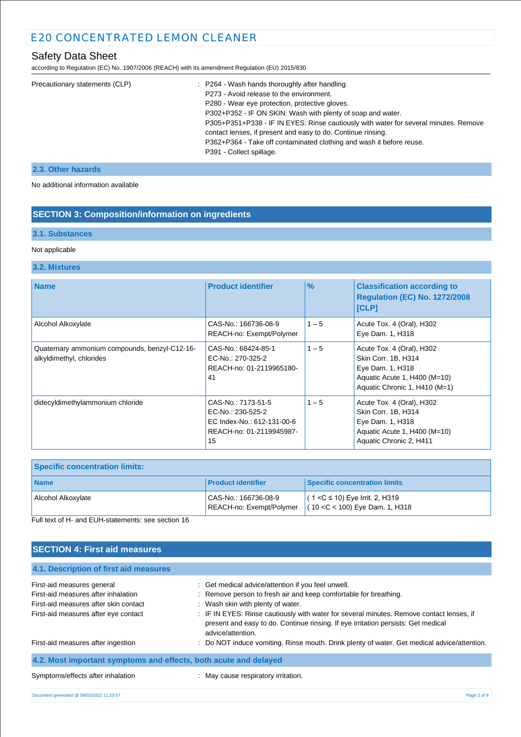Precautionary statements (CLP) : P264 - Wash hands thoroughly after handling.
P273 - Avoid release to the environment.
P280 - Wear eye protection, protective gloves.
P302+P352 - IF ON SKIN: Wash with plenty of soap and water.
P305+P351+P338 - IF IN EYES: Rinse cautiously with water for several minutes. Remove contact lenses, if present and easy to do. Continue rinsing.
P362+P364 - Take off contaminated clothing and wash it before reuse.
P391 - Collect spillage.

### 2.3. Other hazards

No additional information available

## SECTION 3: Composition/information on ingredients

### 3.1. Substances

Not applicable

### 3.2. Mixtures

| Name | Product identifier | % | Classification according to Regulation (EC) No. 1272/2008 [CLP] |
|---|---|---|---|
| Alcohol Alkoxylate | CAS-No.: 166736-08-9<br>REACH-no: Exempt/Polymer | 1 – 5 | Acute Tox. 4 (Oral), H302<br>Eye Dam. 1, H318 |
| Quaternary ammonium compounds, benzyl-C12-16-alkyldimethyl, chlorides | CAS-No.: 68424-85-1<br>EC-No.: 270-325-2<br>REACH-no: 01-2119965180-41 | 1 – 5 | Acute Tox. 4 (Oral), H302<br>Skin Corr. 1B, H314<br>Eye Dam. 1, H318<br>Aquatic Acute 1, H400 (M=10)<br>Aquatic Chronic 1, H410 (M=1) |
| didecyldimethylammonium chloride | CAS-No.: 7173-51-5<br>EC-No.: 230-525-2<br>EC Index-No.: 612-131-00-6<br>REACH-no: 01-2119945987-15 | 1 – 5 | Acute Tox. 4 (Oral), H302<br>Skin Corr. 1B, H314<br>Eye Dam. 1, H318<br>Aquatic Acute 1, H400 (M=10)<br>Aquatic Chronic 2, H411 |

| Specific concentration limits: | | |
|---|---|---|
| **Name** | **Product identifier** | **Specific concentration limits** |
| Alcohol Alkoxylate | CAS-No.: 166736-08-9<br>REACH-no: Exempt/Polymer | ( 1 <C ≤ 10) Eye Irrit. 2, H319<br>( 10 <C < 100) Eye Dam. 1, H318 |

Full text of H- and EUH-statements: see section 16

## SECTION 4: First aid measures

### 4.1. Description of first aid measures

First-aid measures general : Get medical advice/attention if you feel unwell.

First-aid measures after inhalation : Remove person to fresh air and keep comfortable for breathing.

First-aid measures after skin contact : Wash skin with plenty of water.

First-aid measures after eye contact : IF IN EYES: Rinse cautiously with water for several minutes. Remove contact lenses, if present and easy to do. Continue rinsing. If eye irritation persists: Get medical advice/attention.

First-aid measures after ingestion : Do NOT induce vomiting. Rinse mouth. Drink plenty of water. Get medical advice/attention.

### 4.2. Most important symptoms and effects, both acute and delayed

Symptoms/effects after inhalation : May cause respiratory irritation.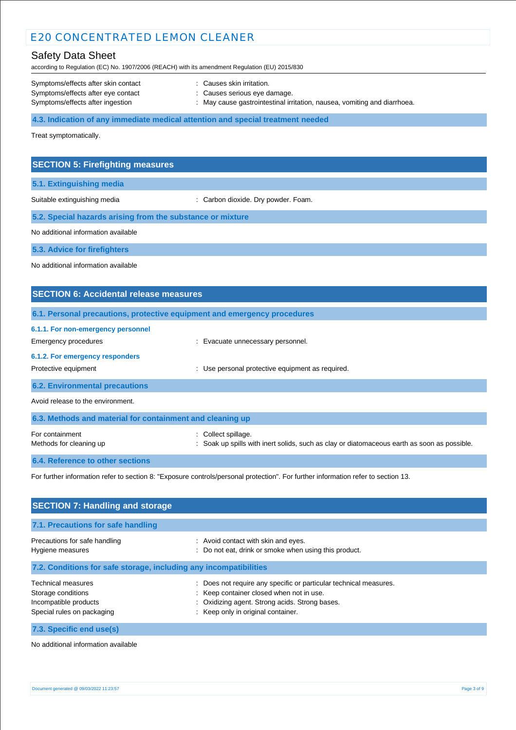Symptoms/effects after skin contact : Causes skin irritation.
Symptoms/effects after eye contact : Causes serious eye damage.
Symptoms/effects after ingestion : May cause gastrointestinal irritation, nausea, vomiting and diarrhoea.

### 4.3. Indication of any immediate medical attention and special treatment needed

Treat symptomatically.

## SECTION 5: Firefighting measures

### 5.1. Extinguishing media

Suitable extinguishing media : Carbon dioxide. Dry powder. Foam.

### 5.2. Special hazards arising from the substance or mixture

No additional information available

### 5.3. Advice for firefighters

No additional information available

## SECTION 6: Accidental release measures

### 6.1. Personal precautions, protective equipment and emergency procedures

#### 6.1.1. For non-emergency personnel

Emergency procedures : Evacuate unnecessary personnel.

#### 6.1.2. For emergency responders

Protective equipment : Use personal protective equipment as required.

### 6.2. Environmental precautions

Avoid release to the environment.

### 6.3. Methods and material for containment and cleaning up

For containment : Collect spillage.
Methods for cleaning up : Soak up spills with inert solids, such as clay or diatomaceous earth as soon as possible.

### 6.4. Reference to other sections

For further information refer to section 8: "Exposure controls/personal protection". For further information refer to section 13.

## SECTION 7: Handling and storage

### 7.1. Precautions for safe handling

Precautions for safe handling : Avoid contact with skin and eyes.
Hygiene measures : Do not eat, drink or smoke when using this product.

### 7.2. Conditions for safe storage, including any incompatibilities

Technical measures : Does not require any specific or particular technical measures.
Storage conditions : Keep container closed when not in use.
Incompatible products : Oxidizing agent. Strong acids. Strong bases.
Special rules on packaging : Keep only in original container.

### 7.3. Specific end use(s)

No additional information available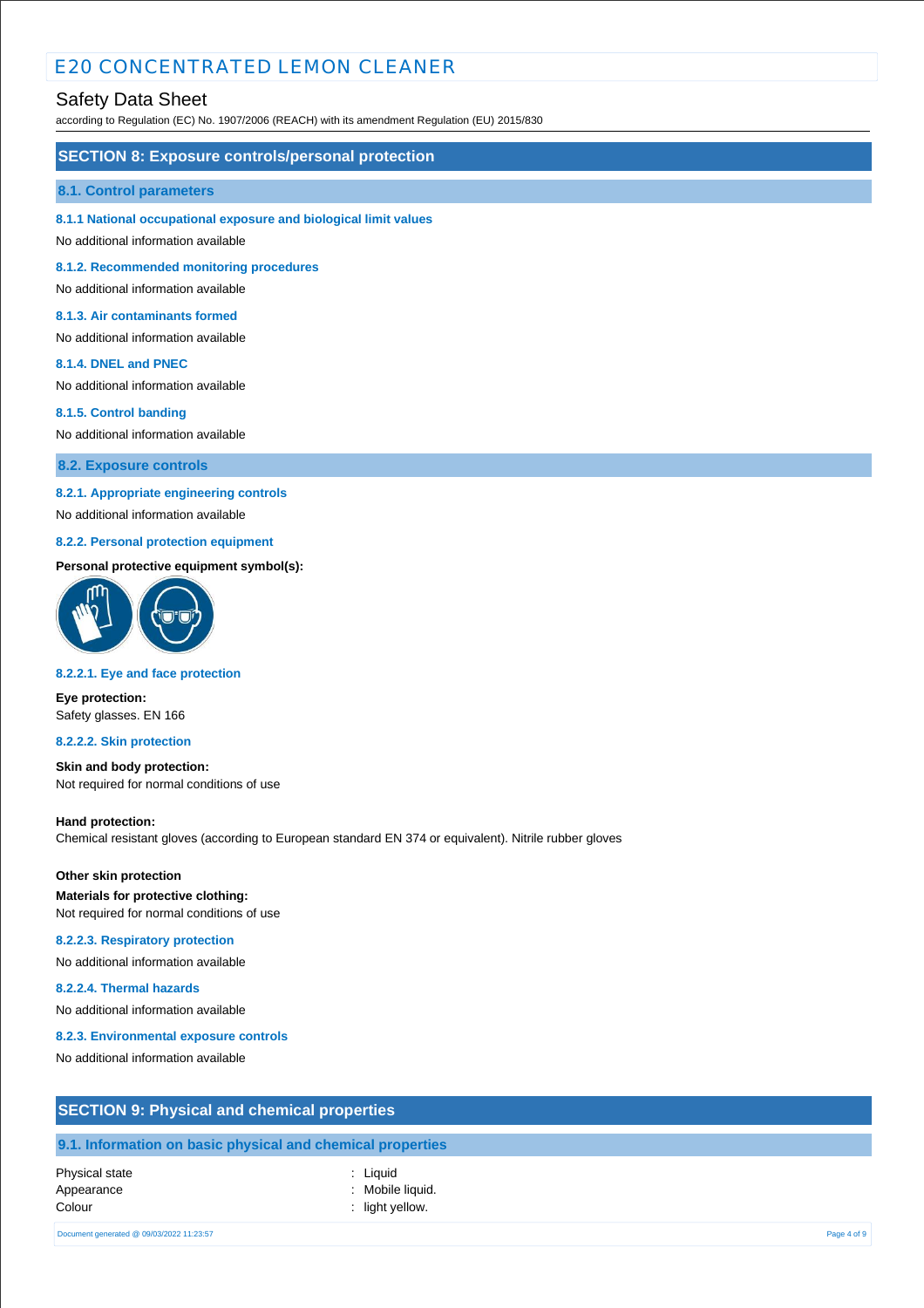## SECTION 8: Exposure controls/personal protection

### 8.1. Control parameters

#### 8.1.1 National occupational exposure and biological limit values

No additional information available

#### 8.1.2. Recommended monitoring procedures

No additional information available

#### 8.1.3. Air contaminants formed

No additional information available

#### 8.1.4. DNEL and PNEC

No additional information available

#### 8.1.5. Control banding

No additional information available

### 8.2. Exposure controls

#### 8.2.1. Appropriate engineering controls

No additional information available

#### 8.2.2. Personal protection equipment

**Personal protective equipment symbol(s):**

#### 8.2.2.1. Eye and face protection

**Eye protection:**
Safety glasses. EN 166

#### 8.2.2.2. Skin protection

**Skin and body protection:**
Not required for normal conditions of use

**Hand protection:**
Chemical resistant gloves (according to European standard EN 374 or equivalent). Nitrile rubber gloves

**Other skin protection**

**Materials for protective clothing:**
Not required for normal conditions of use

#### 8.2.2.3. Respiratory protection

No additional information available

#### 8.2.2.4. Thermal hazards

No additional information available

#### 8.2.3. Environmental exposure controls

No additional information available

## SECTION 9: Physical and chemical properties

### 9.1. Information on basic physical and chemical properties

| | |
|---|---|
| Physical state | : Liquid |
| Appearance | : Mobile liquid. |
| Colour | : light yellow. |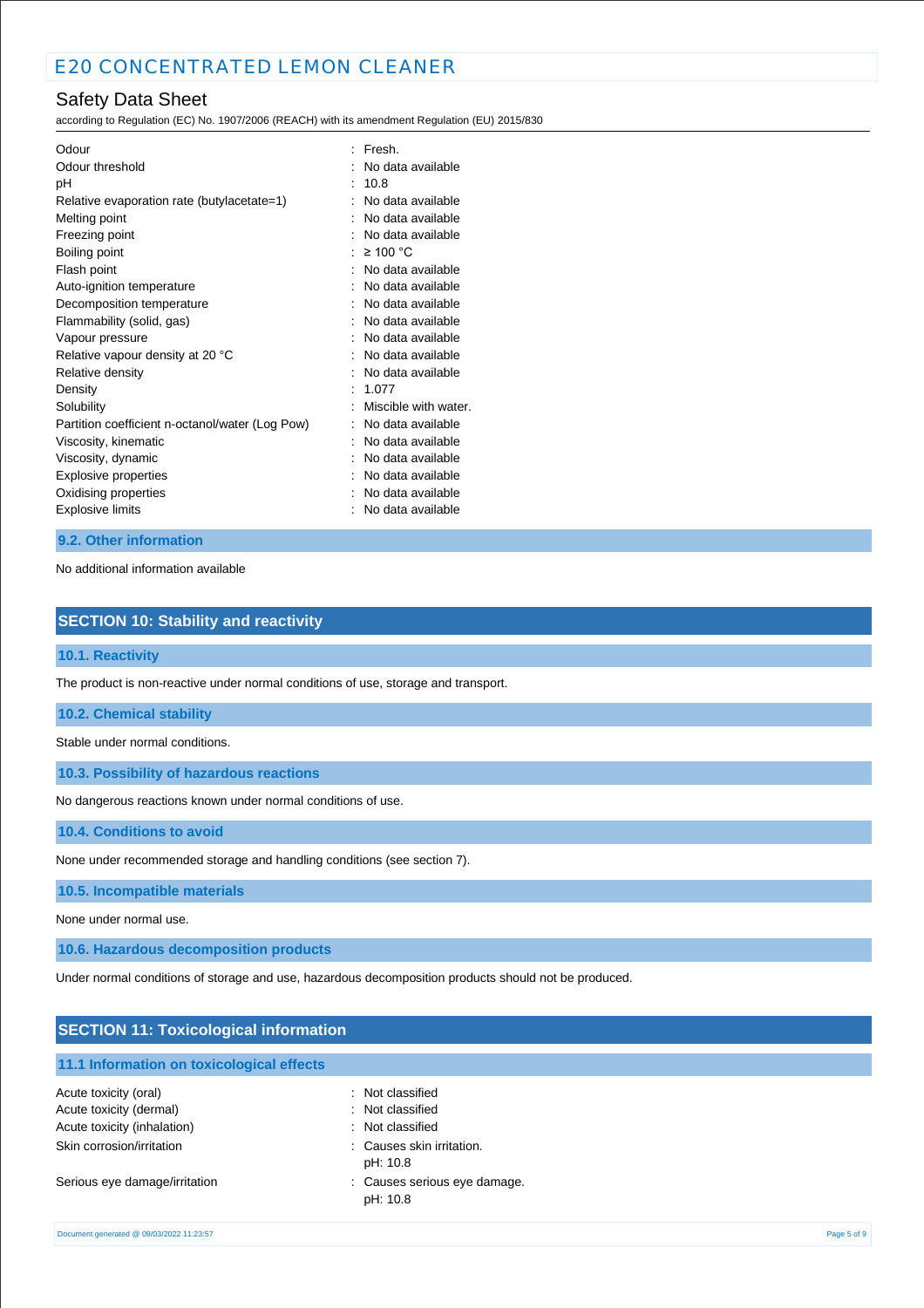| | | |
|---|---|---|
| Odour | : | Fresh. |
| Odour threshold | : | No data available |
| pH | : | 10.8 |
| Relative evaporation rate (butylacetate=1) | : | No data available |
| Melting point | : | No data available |
| Freezing point | : | No data available |
| Boiling point | : | ≥ 100 °C |
| Flash point | : | No data available |
| Auto-ignition temperature | : | No data available |
| Decomposition temperature | : | No data available |
| Flammability (solid, gas) | : | No data available |
| Vapour pressure | : | No data available |
| Relative vapour density at 20 °C | : | No data available |
| Relative density | : | No data available |
| Density | : | 1.077 |
| Solubility | : | Miscible with water. |
| Partition coefficient n-octanol/water (Log Pow) | : | No data available |
| Viscosity, kinematic | : | No data available |
| Viscosity, dynamic | : | No data available |
| Explosive properties | : | No data available |
| Oxidising properties | : | No data available |
| Explosive limits | : | No data available |

### 9.2. Other information

No additional information available

## SECTION 10: Stability and reactivity

### 10.1. Reactivity

The product is non-reactive under normal conditions of use, storage and transport.

### 10.2. Chemical stability

Stable under normal conditions.

### 10.3. Possibility of hazardous reactions

No dangerous reactions known under normal conditions of use.

### 10.4. Conditions to avoid

None under recommended storage and handling conditions (see section 7).

### 10.5. Incompatible materials

None under normal use.

### 10.6. Hazardous decomposition products

Under normal conditions of storage and use, hazardous decomposition products should not be produced.

## SECTION 11: Toxicological information

### 11.1 Information on toxicological effects

| | | |
|---|---|---|
| Acute toxicity (oral) | : | Not classified |
| Acute toxicity (dermal) | : | Not classified |
| Acute toxicity (inhalation) | : | Not classified |
| Skin corrosion/irritation | : | Causes skin irritation.<br>pH: 10.8 |
| Serious eye damage/irritation | : | Causes serious eye damage.<br>pH: 10.8 |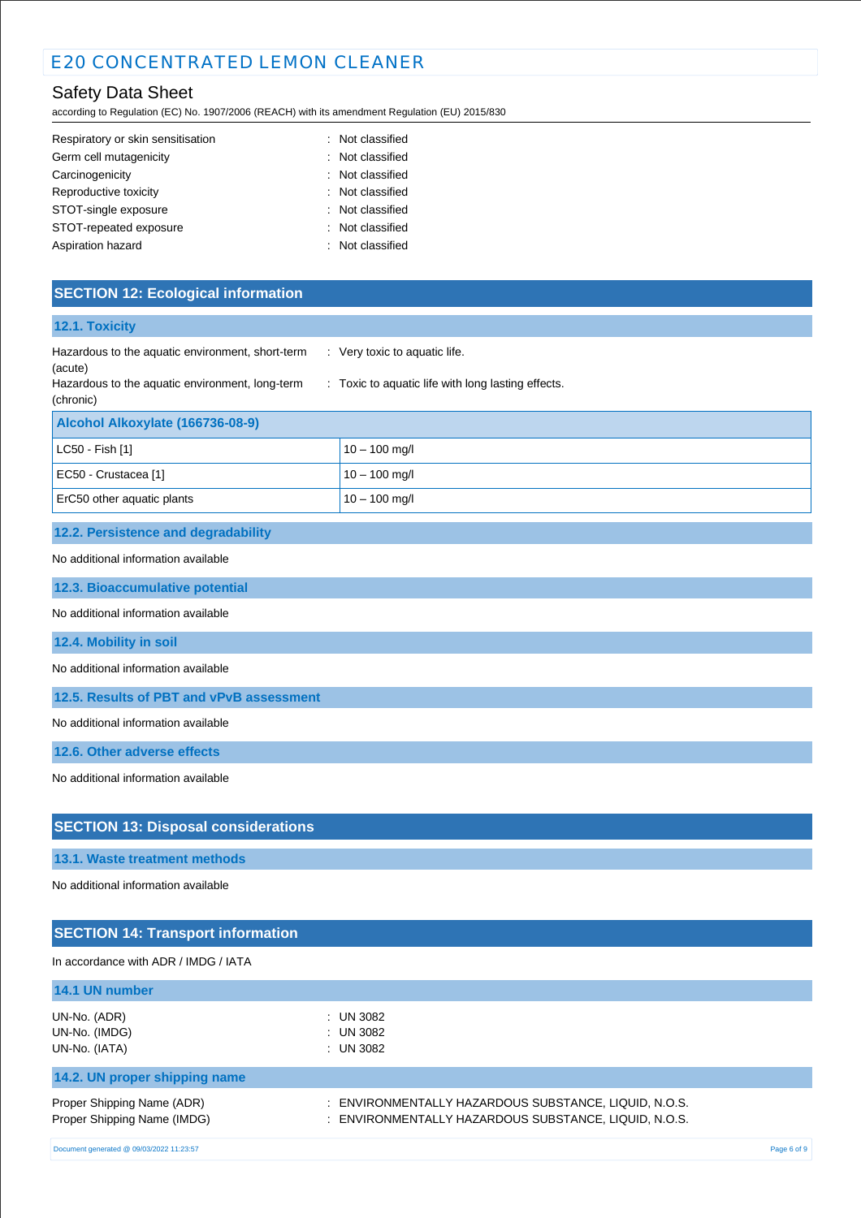Respiratory or skin sensitisation : Not classified
Germ cell mutagenicity : Not classified
Carcinogenicity : Not classified
Reproductive toxicity : Not classified
STOT-single exposure : Not classified
STOT-repeated exposure : Not classified
Aspiration hazard : Not classified

## SECTION 12: Ecological information

### 12.1. Toxicity

Hazardous to the aquatic environment, short-term (acute) : Very toxic to aquatic life.
Hazardous to the aquatic environment, long-term (chronic) : Toxic to aquatic life with long lasting effects.

| Alcohol Alkoxylate (166736-08-9) | |
|---|---|
| LC50 - Fish [1] | 10 – 100 mg/l |
| EC50 - Crustacea [1] | 10 – 100 mg/l |
| ErC50 other aquatic plants | 10 – 100 mg/l |

### 12.2. Persistence and degradability

No additional information available

### 12.3. Bioaccumulative potential

No additional information available

### 12.4. Mobility in soil

No additional information available

### 12.5. Results of PBT and vPvB assessment

No additional information available

### 12.6. Other adverse effects

No additional information available

## SECTION 13: Disposal considerations

### 13.1. Waste treatment methods

No additional information available

## SECTION 14: Transport information

In accordance with ADR / IMDG / IATA

### 14.1 UN number

UN-No. (ADR) : UN 3082
UN-No. (IMDG) : UN 3082
UN-No. (IATA) : UN 3082

### 14.2. UN proper shipping name

Proper Shipping Name (ADR) : ENVIRONMENTALLY HAZARDOUS SUBSTANCE, LIQUID, N.O.S.
Proper Shipping Name (IMDG) : ENVIRONMENTALLY HAZARDOUS SUBSTANCE, LIQUID, N.O.S.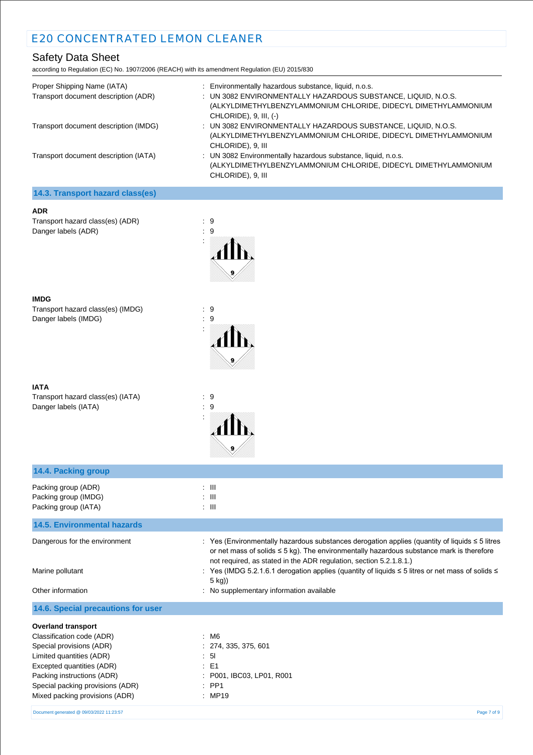Proper Shipping Name (IATA) : Environmentally hazardous substance, liquid, n.o.s.

Transport document description (ADR) : UN 3082 ENVIRONMENTALLY HAZARDOUS SUBSTANCE, LIQUID, N.O.S. (ALKYLDIMETHYLBENZYLAMMONIUM CHLORIDE, DIDECYL DIMETHYLAMMONIUM CHLORIDE), 9, III, (-)

Transport document description (IMDG) : UN 3082 ENVIRONMENTALLY HAZARDOUS SUBSTANCE, LIQUID, N.O.S. (ALKYLDIMETHYLBENZYLAMMONIUM CHLORIDE, DIDECYL DIMETHYLAMMONIUM CHLORIDE), 9, III

Transport document description (IATA) : UN 3082 Environmentally hazardous substance, liquid, n.o.s. (ALKYLDIMETHYLBENZYLAMMONIUM CHLORIDE, DIDECYL DIMETHYLAMMONIUM CHLORIDE), 9, III

## 14.3. Transport hazard class(es)

**ADR**

Transport hazard class(es) (ADR) : 9

Danger labels (ADR) : 9

**IMDG**

Transport hazard class(es) (IMDG) : 9

Danger labels (IMDG) : 9

**IATA**

Transport hazard class(es) (IATA) : 9

Danger labels (IATA) : 9

## 14.4. Packing group

Packing group (ADR) : III

Packing group (IMDG) : III

Packing group (IATA) : III

## 14.5. Environmental hazards

Dangerous for the environment : Yes (Environmentally hazardous substances derogation applies (quantity of liquids ≤ 5 litres or net mass of solids ≤ 5 kg). The environmentally hazardous substance mark is therefore not required, as stated in the ADR regulation, section 5.2.1.8.1.)

Marine pollutant : Yes (IMDG 5.2.1.6.1 derogation applies (quantity of liquids ≤ 5 litres or net mass of solids ≤ 5 kg))

Other information : No supplementary information available

## 14.6. Special precautions for user

**Overland transport**

Classification code (ADR) : M6

Special provisions (ADR) : 274, 335, 375, 601

Limited quantities (ADR) : 5l

Excepted quantities (ADR) : E1

Packing instructions (ADR) : P001, IBC03, LP01, R001

Special packing provisions (ADR) : PP1

Mixed packing provisions (ADR) : MP19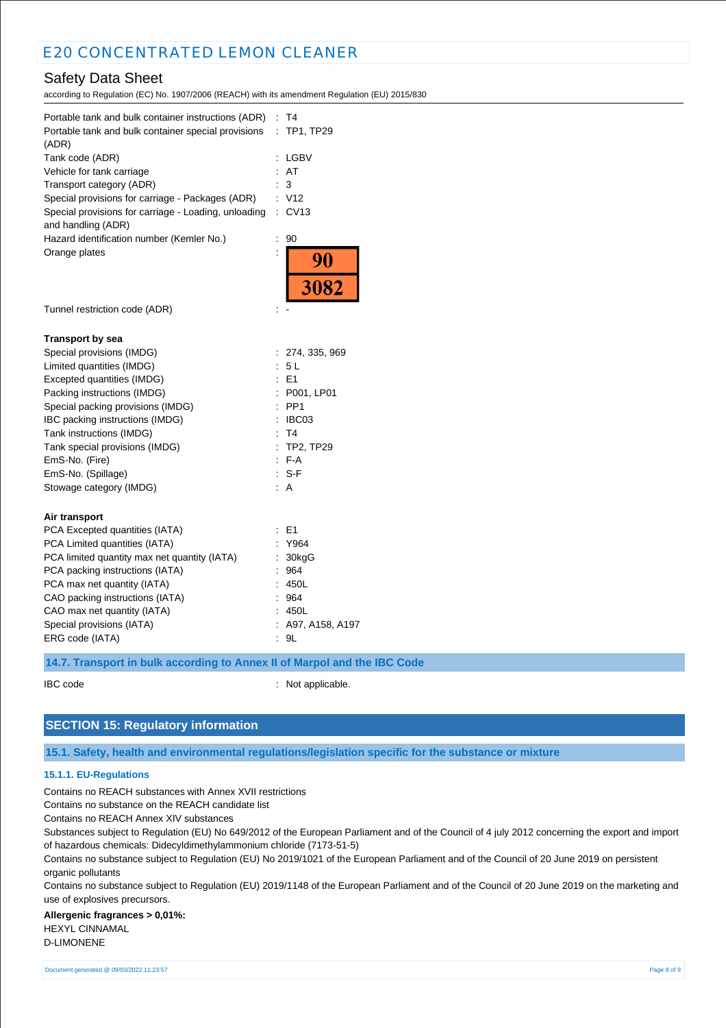| | |
|---|---|
| Portable tank and bulk container instructions (ADR) | : T4 |
| Portable tank and bulk container special provisions (ADR) | : TP1, TP29 |
| Tank code (ADR) | : LGBV |
| Vehicle for tank carriage | : AT |
| Transport category (ADR) | : 3 |
| Special provisions for carriage - Packages (ADR) | : V12 |
| Special provisions for carriage - Loading, unloading and handling (ADR) | : CV13 |
| Hazard identification number (Kemler No.) | : 90 |
| Orange plates | : 90 / 3082 |
| Tunnel restriction code (ADR) | : - |

**Transport by sea**

| | |
|---|---|
| Special provisions (IMDG) | : 274, 335, 969 |
| Limited quantities (IMDG) | : 5 L |
| Excepted quantities (IMDG) | : E1 |
| Packing instructions (IMDG) | : P001, LP01 |
| Special packing provisions (IMDG) | : PP1 |
| IBC packing instructions (IMDG) | : IBC03 |
| Tank instructions (IMDG) | : T4 |
| Tank special provisions (IMDG) | : TP2, TP29 |
| EmS-No. (Fire) | : F-A |
| EmS-No. (Spillage) | : S-F |
| Stowage category (IMDG) | : A |

**Air transport**

| | |
|---|---|
| PCA Excepted quantities (IATA) | : E1 |
| PCA Limited quantities (IATA) | : Y964 |
| PCA limited quantity max net quantity (IATA) | : 30kgG |
| PCA packing instructions (IATA) | : 964 |
| PCA max net quantity (IATA) | : 450L |
| CAO packing instructions (IATA) | : 964 |
| CAO max net quantity (IATA) | : 450L |
| Special provisions (IATA) | : A97, A158, A197 |
| ERG code (IATA) | : 9L |

### 14.7. Transport in bulk according to Annex II of Marpol and the IBC Code

IBC code : Not applicable.

## SECTION 15: Regulatory information

### 15.1. Safety, health and environmental regulations/legislation specific for the substance or mixture

#### 15.1.1. EU-Regulations

Contains no REACH substances with Annex XVII restrictions

Contains no substance on the REACH candidate list

Contains no REACH Annex XIV substances

Substances subject to Regulation (EU) No 649/2012 of the European Parliament and of the Council of 4 july 2012 concerning the export and import of hazardous chemicals: Didecyldimethylammonium chloride (7173-51-5)

Contains no substance subject to Regulation (EU) No 2019/1021 of the European Parliament and of the Council of 20 June 2019 on persistent organic pollutants

Contains no substance subject to Regulation (EU) 2019/1148 of the European Parliament and of the Council of 20 June 2019 on the marketing and use of explosives precursors.

**Allergenic fragrances > 0,01%:**

HEXYL CINNAMAL

D-LIMONENE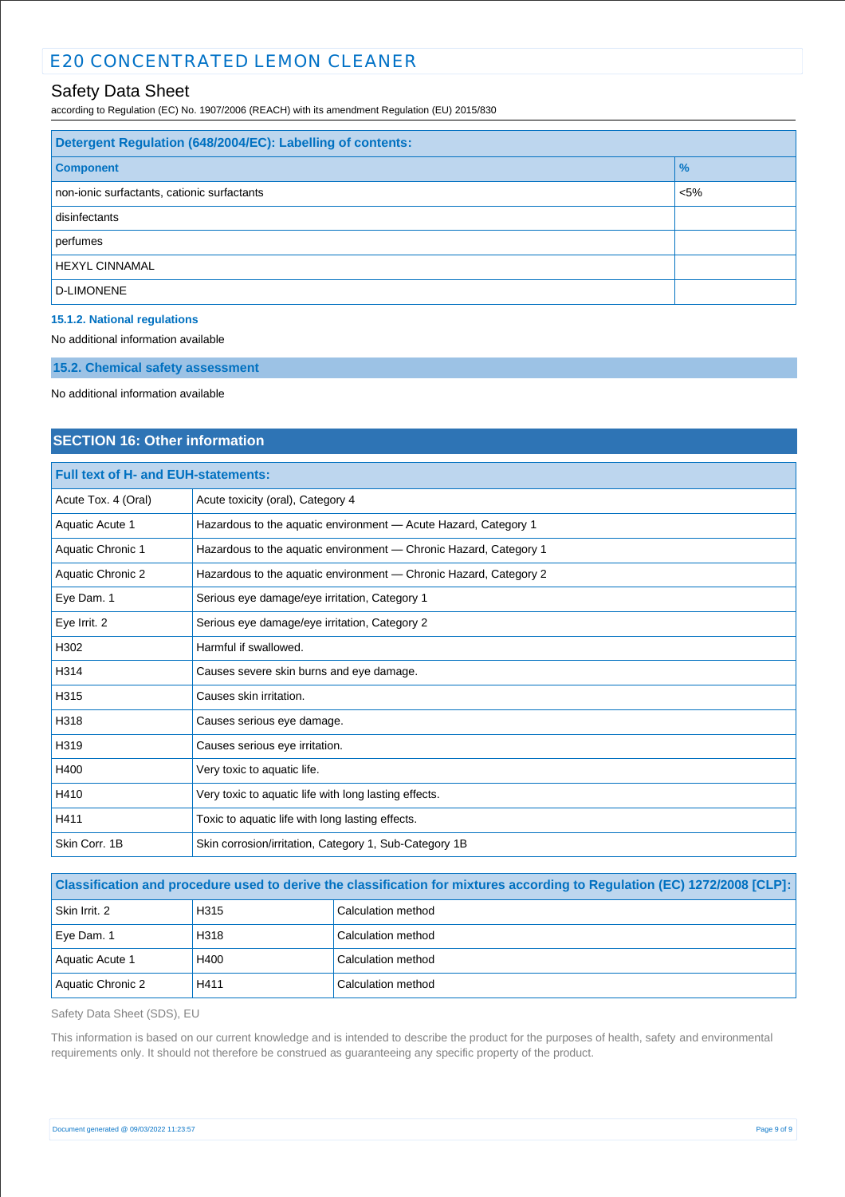| Detergent Regulation (648/2004/EC): Labelling of contents: | |
|---|---|
| **Component** | **%** |
| non-ionic surfactants, cationic surfactants | <5% |
| disinfectants | |
| perfumes | |
| HEXYL CINNAMAL | |
| D-LIMONENE | |

#### 15.1.2. National regulations

No additional information available

### 15.2. Chemical safety assessment

No additional information available

## SECTION 16: Other information

| Full text of H- and EUH-statements: | |
|---|---|
| Acute Tox. 4 (Oral) | Acute toxicity (oral), Category 4 |
| Aquatic Acute 1 | Hazardous to the aquatic environment — Acute Hazard, Category 1 |
| Aquatic Chronic 1 | Hazardous to the aquatic environment — Chronic Hazard, Category 1 |
| Aquatic Chronic 2 | Hazardous to the aquatic environment — Chronic Hazard, Category 2 |
| Eye Dam. 1 | Serious eye damage/eye irritation, Category 1 |
| Eye Irrit. 2 | Serious eye damage/eye irritation, Category 2 |
| H302 | Harmful if swallowed. |
| H314 | Causes severe skin burns and eye damage. |
| H315 | Causes skin irritation. |
| H318 | Causes serious eye damage. |
| H319 | Causes serious eye irritation. |
| H400 | Very toxic to aquatic life. |
| H410 | Very toxic to aquatic life with long lasting effects. |
| H411 | Toxic to aquatic life with long lasting effects. |
| Skin Corr. 1B | Skin corrosion/irritation, Category 1, Sub-Category 1B |

| Classification and procedure used to derive the classification for mixtures according to Regulation (EC) 1272/2008 [CLP]: | | |
|---|---|---|
| Skin Irrit. 2 | H315 | Calculation method |
| Eye Dam. 1 | H318 | Calculation method |
| Aquatic Acute 1 | H400 | Calculation method |
| Aquatic Chronic 2 | H411 | Calculation method |

Safety Data Sheet (SDS), EU

This information is based on our current knowledge and is intended to describe the product for the purposes of health, safety and environmental requirements only. It should not therefore be construed as guaranteeing any specific property of the product.